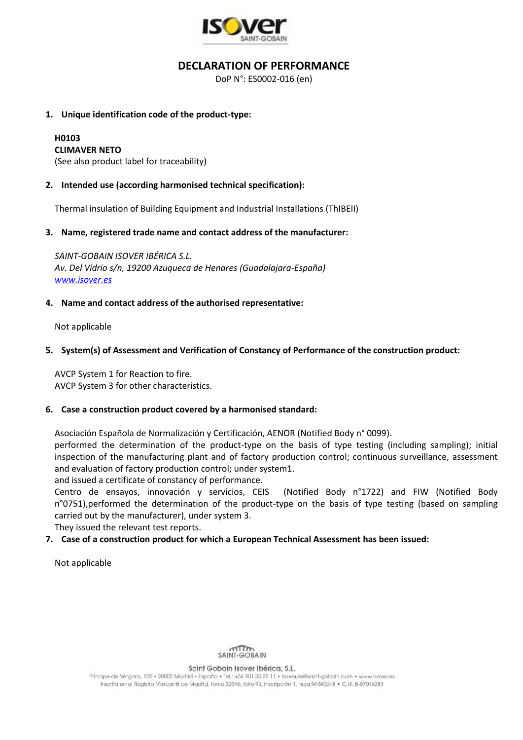# DECLARATION OF PERFORMANCE

DoP N°: ES0002-016 (en)

1. **Unique identification code of the product-type:**

   **H0103**
   **CLIMAVER NETO**
   (See also product label for traceability)

2. **Intended use (according harmonised technical specification):**

   Thermal insulation of Building Equipment and Industrial Installations (ThIBEII)

3. **Name, registered trade name and contact address of the manufacturer:**

   *SAINT-GOBAIN ISOVER IBÉRICA S.L.*
   *Av. Del Vidrio s/n, 19200 Azuqueca de Henares (Guadalajara-España)*
   *www.isover.es*

4. **Name and contact address of the authorised representative:**

   Not applicable

5. **System(s) of Assessment and Verification of Constancy of Performance of the construction product:**

   AVCP System 1 for Reaction to fire.
   AVCP System 3 for other characteristics.

6. **Case a construction product covered by a harmonised standard:**

   Asociación Española de Normalización y Certificación, AENOR (Notified Body n° 0099).
   performed the determination of the product-type on the basis of type testing (including sampling); initial inspection of the manufacturing plant and of factory production control; continuous surveillance, assessment and evaluation of factory production control; under system1.
   and issued a certificate of constancy of performance.
   Centro de ensayos, innovación y servicios, CEIS (Notified Body n°1722) and FIW (Notified Body n°0751),performed the determination of the product-type on the basis of type testing (based on sampling carried out by the manufacturer), under system 3.
   They issued the relevant test reports.

7. **Case of a construction product for which a European Technical Assessment has been issued:**

   Not applicable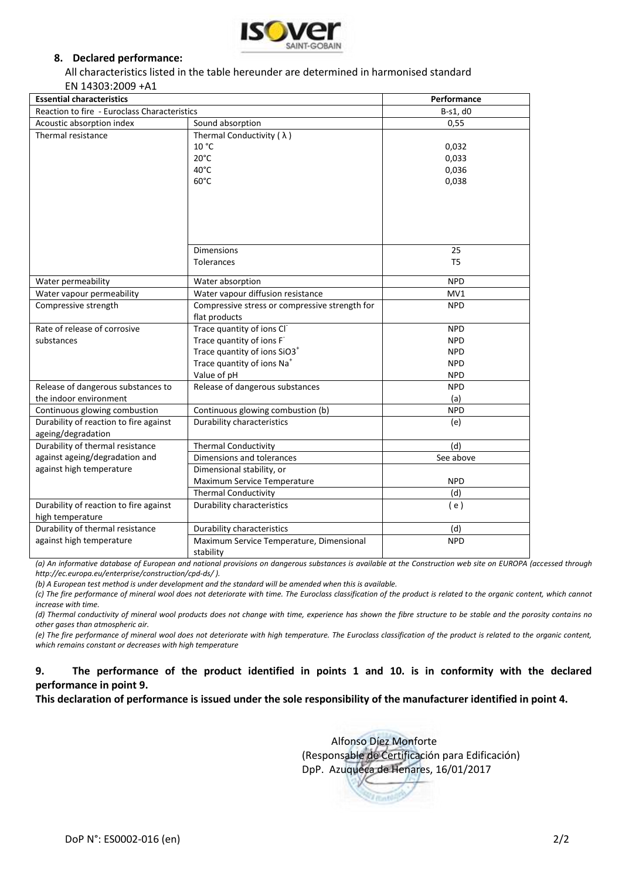## 8. Declared performance:

All characteristics listed in the table hereunder are determined in harmonised standard EN 14303:2009 +A1

| Essential characteristics | | Performance |
|---|---|---|
| Reaction to fire - Euroclass Characteristics | | B-s1, d0 |
| Acoustic absorption index | Sound absorption | 0,55 |
| Thermal resistance | Thermal Conductivity ( λ )<br>10 °C<br>20°C<br>40°C<br>60°C | <br>0,032<br>0,033<br>0,036<br>0,038 |
| | Dimensions<br>Tolerances | 25<br>T5 |
| Water permeability | Water absorption | NPD |
| Water vapour permeability | Water vapour diffusion resistance | MV1 |
| Compressive strength | Compressive stress or compressive strength for flat products | NPD |
| Rate of release of corrosive substances | Trace quantity of ions $Cl^-$<br>Trace quantity of ions $F^-$<br>Trace quantity of ions $SiO3^+$<br>Trace quantity of ions $Na^+$<br>Value of pH | NPD<br>NPD<br>NPD<br>NPD<br>NPD |
| Release of dangerous substances to the indoor environment | Release of dangerous substances | NPD<br>(a) |
| Continuous glowing combustion | Continuous glowing combustion (b) | NPD |
| Durability of reaction to fire against ageing/degradation | Durability characteristics | (e) |
| Durability of thermal resistance against ageing/degradation and against high temperature | Thermal Conductivity | (d) |
| | Dimensions and tolerances | See above |
| | Dimensional stability, or<br>Maximum Service Temperature | NPD |
| | Thermal Conductivity | (d) |
| Durability of reaction to fire against high temperature | Durability characteristics | ( e ) |
| Durability of thermal resistance against high temperature | Durability characteristics | (d) |
| | Maximum Service Temperature, Dimensional stability | NPD |

*(a) An informative database of European and national provisions on dangerous substances is available at the Construction web site on EUROPA (accessed through http://ec.europa.eu/enterprise/construction/cpd-ds/ ).*

*(b) A European test method is under development and the standard will be amended when this is available.*

*(c) The fire performance of mineral wool does not deteriorate with time. The Euroclass classification of the product is related to the organic content, which cannot increase with time.*

*(d) Thermal conductivity of mineral wool products does not change with time, experience has shown the fibre structure to be stable and the porosity contains no other gases than atmospheric air.*

*(e) The fire performance of mineral wool does not deteriorate with high temperature. The Euroclass classification of the product is related to the organic content, which remains constant or decreases with high temperature*

**9. The performance of the product identified in points 1 and 10. is in conformity with the declared performance in point 9.**

**This declaration of performance is issued under the sole responsibility of the manufacturer identified in point 4.**

Alfonso Díez Monforte
(Responsable de Certificación para Edificación)
DpP. Azuqueca de Henares, 16/01/2017

DoP N°: ES0002-016 (en)